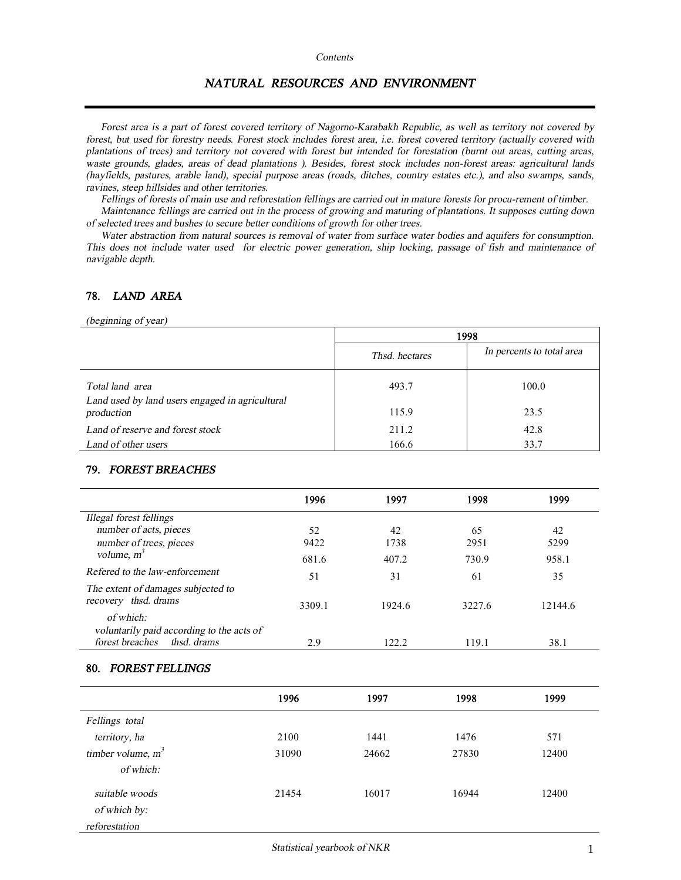*Contents*

# *NATURAL RESOURCES AND ENVIRONMENT*

*Forest area is a part of forest covered territory of Nagorno-Karabakh Republic, as well as territory not covered by forest, but used for forestry needs. Forest stock includes forest area, i.e. forest covered territory (actually covered with plantations of trees) and territory not covered with forest but intended for forestation (burnt out areas, cutting areas, waste grounds, glades, areas of dead plantations ). Besides, forest stock includes non-forest areas: agricultural lands (hayfields, pastures, arable land), special purpose areas (roads, ditches, country estates etc.), and also swamps, sands, ravines, steep hillsides and other territories.*

*Fellings of forests of main use and reforestation fellings are carried out in mature forests for procu-rement of timber.*

*Maintenance fellings are carried out in the process of growing and maturing of plantations. It supposes cutting down of selected trees and bushes to secure better conditions of growth for other trees.*

*Water abstraction from natural sources is removal of water from surface water bodies and aquifers for consumption. This does not include water used for electric power generation, ship locking, passage of fish and maintenance of navigable depth.*

## 78. *LAND AREA*

*(beginning of year)*

| | 1998 | |
|---|---|---|
| | *Thsd. hectares* | *In percents to total area* |
| *Total land area* | 493.7 | 100.0 |
| *Land used by land users engaged in agricultural production* | 115.9 | 23.5 |
| *Land of reserve and forest stock* | 211.2 | 42.8 |
| *Land of other users* | 166.6 | 33.7 |

## 79. *FOREST BREACHES*

| | 1996 | 1997 | 1998 | 1999 |
|---|---|---|---|---|
| *Illegal forest fellings* | | | | |
| *number of acts, pieces* | 52 | 42 | 65 | 42 |
| *number of trees, pieces* | 9422 | 1738 | 2951 | 5299 |
| *volume, m³* | 681.6 | 407.2 | 730.9 | 958.1 |
| *Refered to the law-enforcement* | 51 | 31 | 61 | 35 |
| *The extent of damages subjected to recovery thsd. drams* | 3309.1 | 1924.6 | 3227.6 | 12144.6 |
| *of which:* | | | | |
| *voluntarily paid according to the acts of forest breaches thsd. drams* | 2.9 | 122.2 | 119.1 | 38.1 |

## 80. *FOREST FELLINGS*

| | 1996 | 1997 | 1998 | 1999 |
|---|---|---|---|---|
| *Fellings total* | | | | |
| *territory, ha* | 2100 | 1441 | 1476 | 571 |
| *timber volume, m³* | 31090 | 24662 | 27830 | 12400 |
| *of which:* | | | | |
| *suitable woods* | 21454 | 16017 | 16944 | 12400 |
| *of which by:* | | | | |
| *reforestation* | | | | |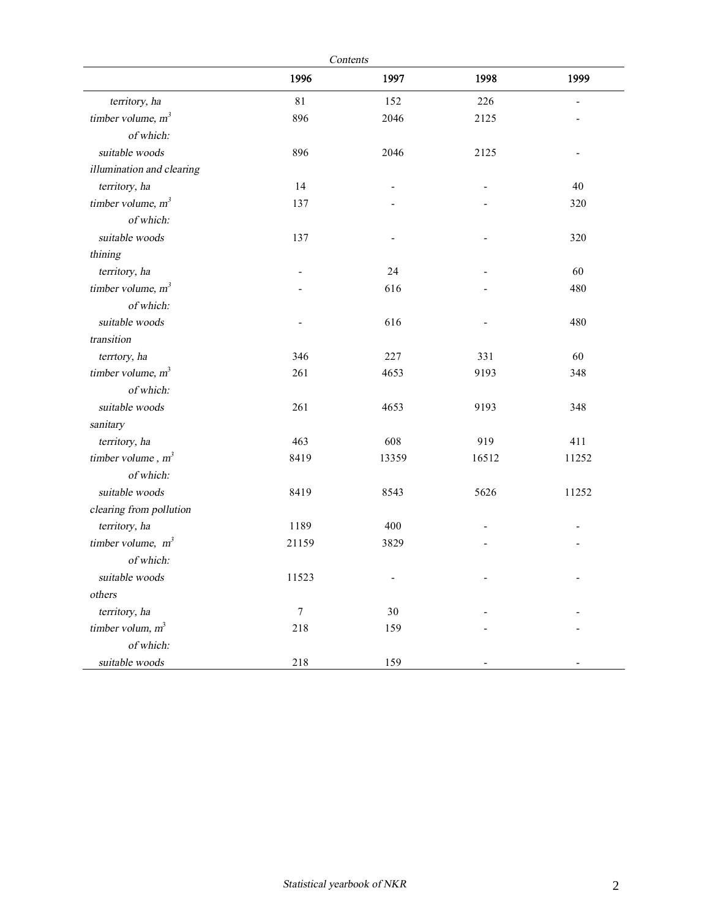*Contents*

| | 1996 | 1997 | 1998 | 1999 |
|---|---|---|---|---|
| *territory, ha* | 81 | 152 | 226 | - |
| *timber volume, $m^3$* | 896 | 2046 | 2125 | - |
| *of which:* | | | | |
| *suitable woods* | 896 | 2046 | 2125 | - |
| *illumination and clearing* | | | | |
| *territory, ha* | 14 | - | - | 40 |
| *timber volume, $m^3$* | 137 | - | - | 320 |
| *of which:* | | | | |
| *suitable woods* | 137 | - | - | 320 |
| *thining* | | | | |
| *territory, ha* | - | 24 | - | 60 |
| *timber volume, $m^3$* | - | 616 | - | 480 |
| *of which:* | | | | |
| *suitable woods* | - | 616 | - | 480 |
| *transition* | | | | |
| *terrtory, ha* | 346 | 227 | 331 | 60 |
| *timber volume, $m^3$* | 261 | 4653 | 9193 | 348 |
| *of which:* | | | | |
| *suitable woods* | 261 | 4653 | 9193 | 348 |
| *sanitary* | | | | |
| *territory, ha* | 463 | 608 | 919 | 411 |
| *timber volume , $m^3$* | 8419 | 13359 | 16512 | 11252 |
| *of which:* | | | | |
| *suitable woods* | 8419 | 8543 | 5626 | 11252 |
| *clearing from pollution* | | | | |
| *territory, ha* | 1189 | 400 | - | - |
| *timber volume, $m^3$* | 21159 | 3829 | - | - |
| *of which:* | | | | |
| *suitable woods* | 11523 | - | - | - |
| *others* | | | | |
| *territory, ha* | 7 | 30 | - | - |
| *timber volum, $m^3$* | 218 | 159 | - | - |
| *of which:* | | | | |
| *suitable woods* | 218 | 159 | - | - |